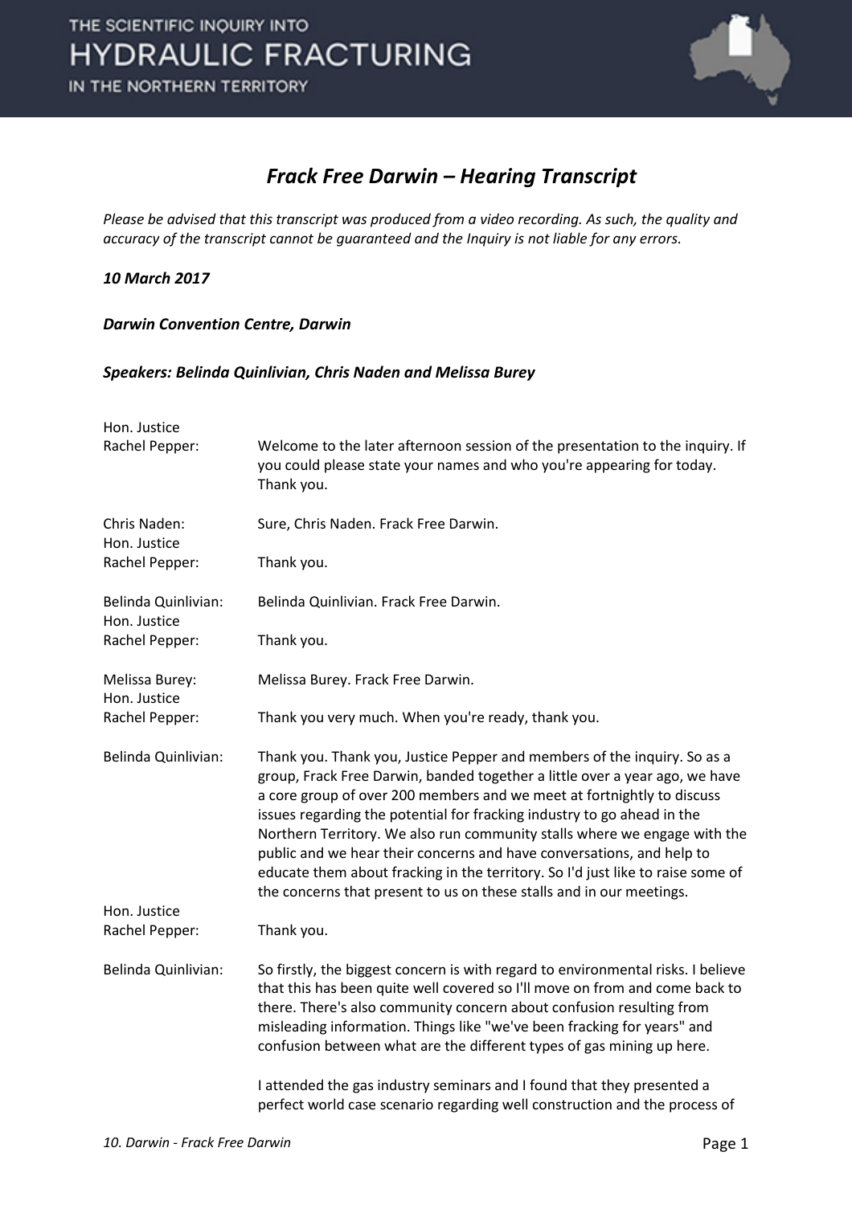# Frack Free Darwin – Hearing Transcript

*Please be advised that this transcript was produced from a video recording. As such, the quality and accuracy of the transcript cannot be guaranteed and the Inquiry is not liable for any errors.*

***10 March 2017***

***Darwin Convention Centre, Darwin***

***Speakers: Belinda Quinlivian, Chris Naden and Melissa Burey***

**Hon. Justice Rachel Pepper:** Welcome to the later afternoon session of the presentation to the inquiry. If you could please state your names and who you're appearing for today. Thank you.

**Chris Naden:** Sure, Chris Naden. Frack Free Darwin.

**Hon. Justice Rachel Pepper:** Thank you.

**Belinda Quinlivian:** Belinda Quinlivian. Frack Free Darwin.

**Hon. Justice Rachel Pepper:** Thank you.

**Melissa Burey:** Melissa Burey. Frack Free Darwin.

**Hon. Justice Rachel Pepper:** Thank you very much. When you're ready, thank you.

**Belinda Quinlivian:** Thank you. Thank you, Justice Pepper and members of the inquiry. So as a group, Frack Free Darwin, banded together a little over a year ago, we have a core group of over 200 members and we meet at fortnightly to discuss issues regarding the potential for fracking industry to go ahead in the Northern Territory. We also run community stalls where we engage with the public and we hear their concerns and have conversations, and help to educate them about fracking in the territory. So I'd just like to raise some of the concerns that present to us on these stalls and in our meetings.

**Hon. Justice Rachel Pepper:** Thank you.

**Belinda Quinlivian:** So firstly, the biggest concern is with regard to environmental risks. I believe that this has been quite well covered so I'll move on from and come back to there. There's also community concern about confusion resulting from misleading information. Things like "we've been fracking for years" and confusion between what are the different types of gas mining up here.

I attended the gas industry seminars and I found that they presented a perfect world case scenario regarding well construction and the process of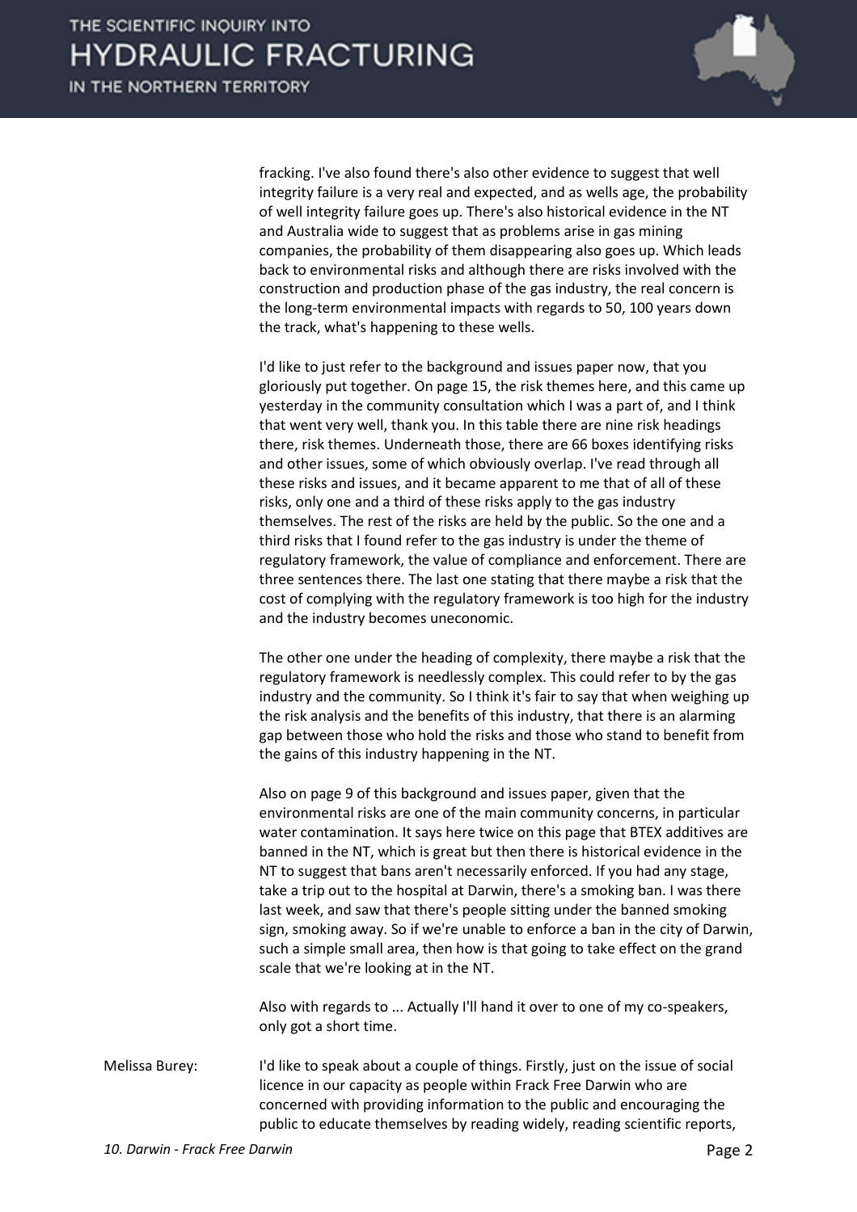fracking. I've also found there's also other evidence to suggest that well integrity failure is a very real and expected, and as wells age, the probability of well integrity failure goes up. There's also historical evidence in the NT and Australia wide to suggest that as problems arise in gas mining companies, the probability of them disappearing also goes up. Which leads back to environmental risks and although there are risks involved with the construction and production phase of the gas industry, the real concern is the long-term environmental impacts with regards to 50, 100 years down the track, what's happening to these wells.

I'd like to just refer to the background and issues paper now, that you gloriously put together. On page 15, the risk themes here, and this came up yesterday in the community consultation which I was a part of, and I think that went very well, thank you. In this table there are nine risk headings there, risk themes. Underneath those, there are 66 boxes identifying risks and other issues, some of which obviously overlap. I've read through all these risks and issues, and it became apparent to me that of all of these risks, only one and a third of these risks apply to the gas industry themselves. The rest of the risks are held by the public. So the one and a third risks that I found refer to the gas industry is under the theme of regulatory framework, the value of compliance and enforcement. There are three sentences there. The last one stating that there maybe a risk that the cost of complying with the regulatory framework is too high for the industry and the industry becomes uneconomic.

The other one under the heading of complexity, there maybe a risk that the regulatory framework is needlessly complex. This could refer to by the gas industry and the community. So I think it's fair to say that when weighing up the risk analysis and the benefits of this industry, that there is an alarming gap between those who hold the risks and those who stand to benefit from the gains of this industry happening in the NT.

Also on page 9 of this background and issues paper, given that the environmental risks are one of the main community concerns, in particular water contamination. It says here twice on this page that BTEX additives are banned in the NT, which is great but then there is historical evidence in the NT to suggest that bans aren't necessarily enforced. If you had any stage, take a trip out to the hospital at Darwin, there's a smoking ban. I was there last week, and saw that there's people sitting under the banned smoking sign, smoking away. So if we're unable to enforce a ban in the city of Darwin, such a simple small area, then how is that going to take effect on the grand scale that we're looking at in the NT.

Also with regards to ... Actually I'll hand it over to one of my co-speakers, only got a short time.

Melissa Burey: I'd like to speak about a couple of things. Firstly, just on the issue of social licence in our capacity as people within Frack Free Darwin who are concerned with providing information to the public and encouraging the public to educate themselves by reading widely, reading scientific reports,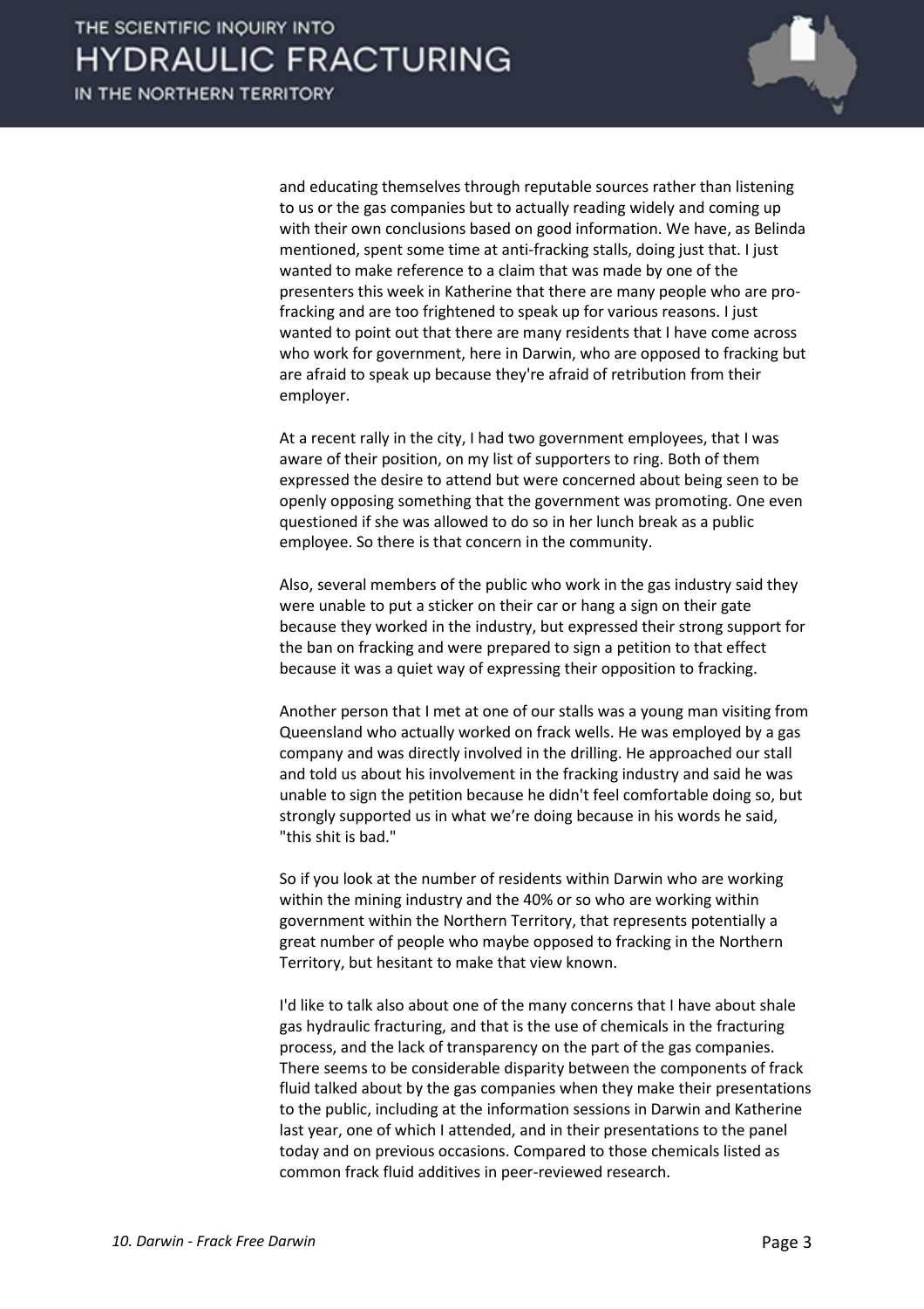and educating themselves through reputable sources rather than listening to us or the gas companies but to actually reading widely and coming up with their own conclusions based on good information. We have, as Belinda mentioned, spent some time at anti-fracking stalls, doing just that. I just wanted to make reference to a claim that was made by one of the presenters this week in Katherine that there are many people who are pro-fracking and are too frightened to speak up for various reasons. I just wanted to point out that there are many residents that I have come across who work for government, here in Darwin, who are opposed to fracking but are afraid to speak up because they're afraid of retribution from their employer.

At a recent rally in the city, I had two government employees, that I was aware of their position, on my list of supporters to ring. Both of them expressed the desire to attend but were concerned about being seen to be openly opposing something that the government was promoting. One even questioned if she was allowed to do so in her lunch break as a public employee. So there is that concern in the community.

Also, several members of the public who work in the gas industry said they were unable to put a sticker on their car or hang a sign on their gate because they worked in the industry, but expressed their strong support for the ban on fracking and were prepared to sign a petition to that effect because it was a quiet way of expressing their opposition to fracking.

Another person that I met at one of our stalls was a young man visiting from Queensland who actually worked on frack wells. He was employed by a gas company and was directly involved in the drilling. He approached our stall and told us about his involvement in the fracking industry and said he was unable to sign the petition because he didn't feel comfortable doing so, but strongly supported us in what we're doing because in his words he said, "this shit is bad."

So if you look at the number of residents within Darwin who are working within the mining industry and the 40% or so who are working within government within the Northern Territory, that represents potentially a great number of people who maybe opposed to fracking in the Northern Territory, but hesitant to make that view known.

I'd like to talk also about one of the many concerns that I have about shale gas hydraulic fracturing, and that is the use of chemicals in the fracturing process, and the lack of transparency on the part of the gas companies. There seems to be considerable disparity between the components of frack fluid talked about by the gas companies when they make their presentations to the public, including at the information sessions in Darwin and Katherine last year, one of which I attended, and in their presentations to the panel today and on previous occasions. Compared to those chemicals listed as common frack fluid additives in peer-reviewed research.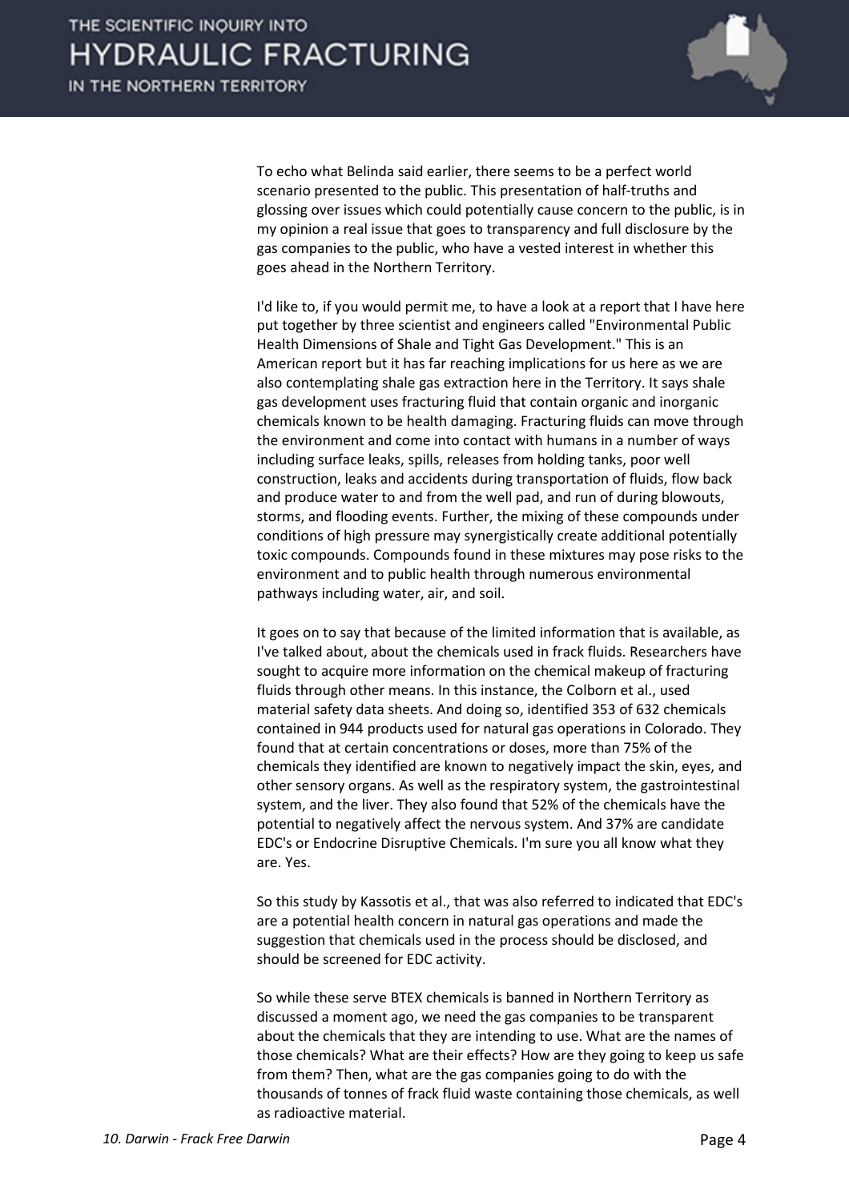To echo what Belinda said earlier, there seems to be a perfect world scenario presented to the public. This presentation of half-truths and glossing over issues which could potentially cause concern to the public, is in my opinion a real issue that goes to transparency and full disclosure by the gas companies to the public, who have a vested interest in whether this goes ahead in the Northern Territory.

I'd like to, if you would permit me, to have a look at a report that I have here put together by three scientist and engineers called "Environmental Public Health Dimensions of Shale and Tight Gas Development." This is an American report but it has far reaching implications for us here as we are also contemplating shale gas extraction here in the Territory. It says shale gas development uses fracturing fluid that contain organic and inorganic chemicals known to be health damaging. Fracturing fluids can move through the environment and come into contact with humans in a number of ways including surface leaks, spills, releases from holding tanks, poor well construction, leaks and accidents during transportation of fluids, flow back and produce water to and from the well pad, and run of during blowouts, storms, and flooding events. Further, the mixing of these compounds under conditions of high pressure may synergistically create additional potentially toxic compounds. Compounds found in these mixtures may pose risks to the environment and to public health through numerous environmental pathways including water, air, and soil.

It goes on to say that because of the limited information that is available, as I've talked about, about the chemicals used in frack fluids. Researchers have sought to acquire more information on the chemical makeup of fracturing fluids through other means. In this instance, the Colborn et al., used material safety data sheets. And doing so, identified 353 of 632 chemicals contained in 944 products used for natural gas operations in Colorado. They found that at certain concentrations or doses, more than 75% of the chemicals they identified are known to negatively impact the skin, eyes, and other sensory organs. As well as the respiratory system, the gastrointestinal system, and the liver. They also found that 52% of the chemicals have the potential to negatively affect the nervous system. And 37% are candidate EDC's or Endocrine Disruptive Chemicals. I'm sure you all know what they are. Yes.

So this study by Kassotis et al., that was also referred to indicated that EDC's are a potential health concern in natural gas operations and made the suggestion that chemicals used in the process should be disclosed, and should be screened for EDC activity.

So while these serve BTEX chemicals is banned in Northern Territory as discussed a moment ago, we need the gas companies to be transparent about the chemicals that they are intending to use. What are the names of those chemicals? What are their effects? How are they going to keep us safe from them? Then, what are the gas companies going to do with the thousands of tonnes of frack fluid waste containing those chemicals, as well as radioactive material.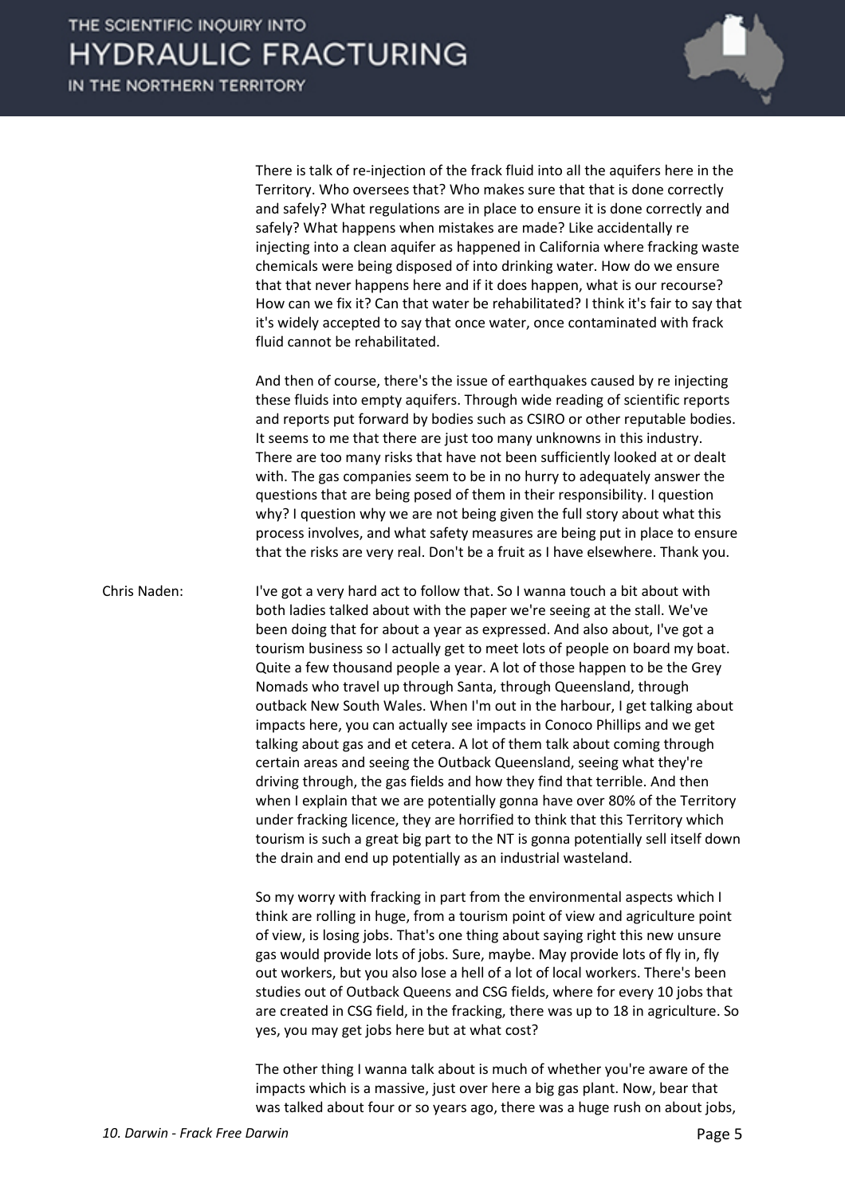There is talk of re-injection of the frack fluid into all the aquifers here in the Territory. Who oversees that? Who makes sure that that is done correctly and safely? What regulations are in place to ensure it is done correctly and safely? What happens when mistakes are made? Like accidentally re injecting into a clean aquifer as happened in California where fracking waste chemicals were being disposed of into drinking water. How do we ensure that that never happens here and if it does happen, what is our recourse? How can we fix it? Can that water be rehabilitated? I think it's fair to say that it's widely accepted to say that once water, once contaminated with frack fluid cannot be rehabilitated.

And then of course, there's the issue of earthquakes caused by re injecting these fluids into empty aquifers. Through wide reading of scientific reports and reports put forward by bodies such as CSIRO or other reputable bodies. It seems to me that there are just too many unknowns in this industry. There are too many risks that have not been sufficiently looked at or dealt with. The gas companies seem to be in no hurry to adequately answer the questions that are being posed of them in their responsibility. I question why? I question why we are not being given the full story about what this process involves, and what safety measures are being put in place to ensure that the risks are very real. Don't be a fruit as I have elsewhere. Thank you.

Chris Naden: I've got a very hard act to follow that. So I wanna touch a bit about with both ladies talked about with the paper we're seeing at the stall. We've been doing that for about a year as expressed. And also about, I've got a tourism business so I actually get to meet lots of people on board my boat. Quite a few thousand people a year. A lot of those happen to be the Grey Nomads who travel up through Santa, through Queensland, through outback New South Wales. When I'm out in the harbour, I get talking about impacts here, you can actually see impacts in Conoco Phillips and we get talking about gas and et cetera. A lot of them talk about coming through certain areas and seeing the Outback Queensland, seeing what they're driving through, the gas fields and how they find that terrible. And then when I explain that we are potentially gonna have over 80% of the Territory under fracking licence, they are horrified to think that this Territory which tourism is such a great big part to the NT is gonna potentially sell itself down the drain and end up potentially as an industrial wasteland.

So my worry with fracking in part from the environmental aspects which I think are rolling in huge, from a tourism point of view and agriculture point of view, is losing jobs. That's one thing about saying right this new unsure gas would provide lots of jobs. Sure, maybe. May provide lots of fly in, fly out workers, but you also lose a hell of a lot of local workers. There's been studies out of Outback Queens and CSG fields, where for every 10 jobs that are created in CSG field, in the fracking, there was up to 18 in agriculture. So yes, you may get jobs here but at what cost?

The other thing I wanna talk about is much of whether you're aware of the impacts which is a massive, just over here a big gas plant. Now, bear that was talked about four or so years ago, there was a huge rush on about jobs,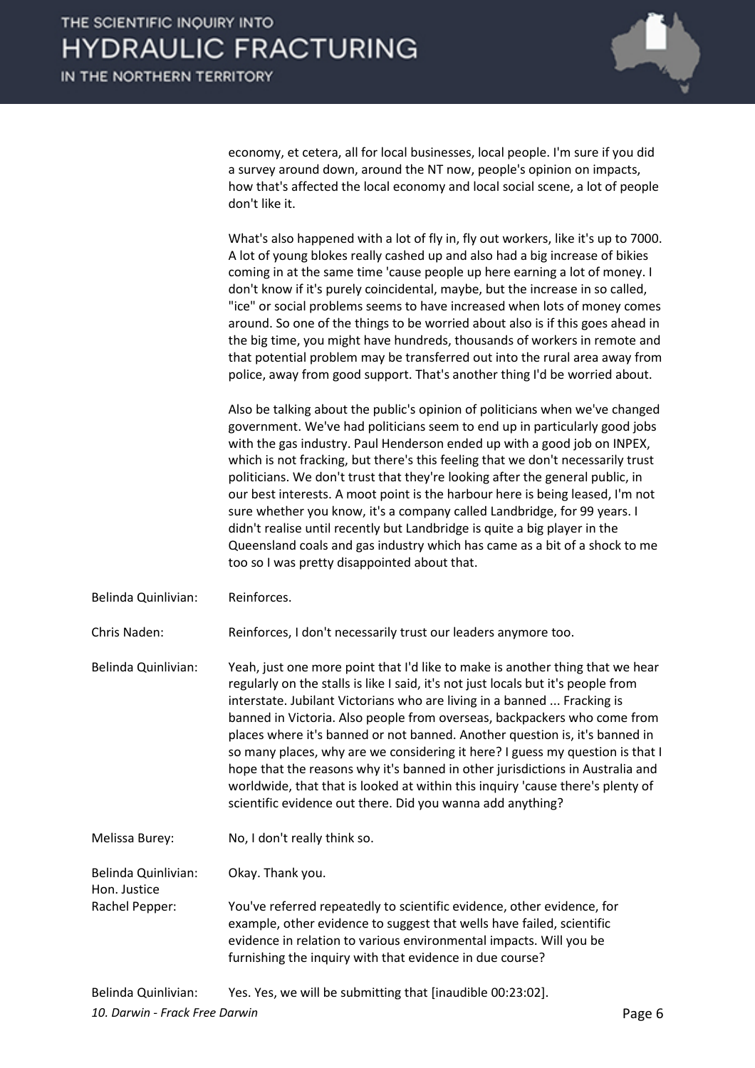economy, et cetera, all for local businesses, local people. I'm sure if you did a survey around down, around the NT now, people's opinion on impacts, how that's affected the local economy and local social scene, a lot of people don't like it.

What's also happened with a lot of fly in, fly out workers, like it's up to 7000. A lot of young blokes really cashed up and also had a big increase of bikies coming in at the same time 'cause people up here earning a lot of money. I don't know if it's purely coincidental, maybe, but the increase in so called, "ice" or social problems seems to have increased when lots of money comes around. So one of the things to be worried about also is if this goes ahead in the big time, you might have hundreds, thousands of workers in remote and that potential problem may be transferred out into the rural area away from police, away from good support. That's another thing I'd be worried about.

Also be talking about the public's opinion of politicians when we've changed government. We've had politicians seem to end up in particularly good jobs with the gas industry. Paul Henderson ended up with a good job on INPEX, which is not fracking, but there's this feeling that we don't necessarily trust politicians. We don't trust that they're looking after the general public, in our best interests. A moot point is the harbour here is being leased, I'm not sure whether you know, it's a company called Landbridge, for 99 years. I didn't realise until recently but Landbridge is quite a big player in the Queensland coals and gas industry which has came as a bit of a shock to me too so I was pretty disappointed about that.

**Belinda Quinlivian:** Reinforces.

**Chris Naden:** Reinforces, I don't necessarily trust our leaders anymore too.

**Belinda Quinlivian:** Yeah, just one more point that I'd like to make is another thing that we hear regularly on the stalls is like I said, it's not just locals but it's people from interstate. Jubilant Victorians who are living in a banned ... Fracking is banned in Victoria. Also people from overseas, backpackers who come from places where it's banned or not banned. Another question is, it's banned in so many places, why are we considering it here? I guess my question is that I hope that the reasons why it's banned in other jurisdictions in Australia and worldwide, that that is looked at within this inquiry 'cause there's plenty of scientific evidence out there. Did you wanna add anything?

**Melissa Burey:** No, I don't really think so.

**Belinda Quinlivian:** Okay. Thank you.

**Hon. Justice Rachel Pepper:** You've referred repeatedly to scientific evidence, other evidence, for example, other evidence to suggest that wells have failed, scientific evidence in relation to various environmental impacts. Will you be furnishing the inquiry with that evidence in due course?

**Belinda Quinlivian:** Yes. Yes, we will be submitting that [inaudible 00:23:02].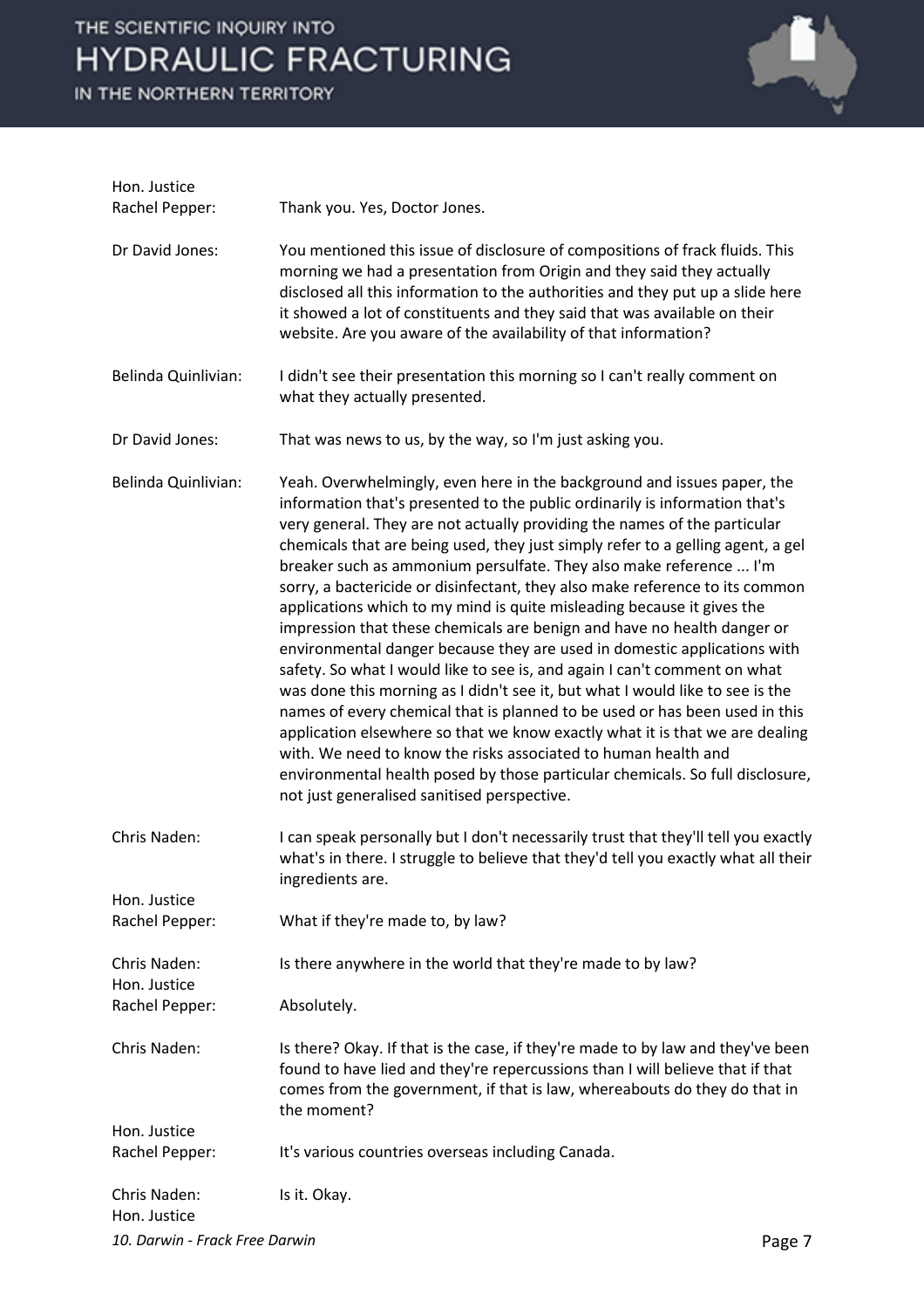**Hon. Justice Rachel Pepper:** Thank you. Yes, Doctor Jones.

**Dr David Jones:** You mentioned this issue of disclosure of compositions of frack fluids. This morning we had a presentation from Origin and they said they actually disclosed all this information to the authorities and they put up a slide here it showed a lot of constituents and they said that was available on their website. Are you aware of the availability of that information?

**Belinda Quinlivian:** I didn't see their presentation this morning so I can't really comment on what they actually presented.

**Dr David Jones:** That was news to us, by the way, so I'm just asking you.

**Belinda Quinlivian:** Yeah. Overwhelmingly, even here in the background and issues paper, the information that's presented to the public ordinarily is information that's very general. They are not actually providing the names of the particular chemicals that are being used, they just simply refer to a gelling agent, a gel breaker such as ammonium persulfate. They also make reference ... I'm sorry, a bactericide or disinfectant, they also make reference to its common applications which to my mind is quite misleading because it gives the impression that these chemicals are benign and have no health danger or environmental danger because they are used in domestic applications with safety. So what I would like to see is, and again I can't comment on what was done this morning as I didn't see it, but what I would like to see is the names of every chemical that is planned to be used or has been used in this application elsewhere so that we know exactly what it is that we are dealing with. We need to know the risks associated to human health and environmental health posed by those particular chemicals. So full disclosure, not just generalised sanitised perspective.

**Chris Naden:** I can speak personally but I don't necessarily trust that they'll tell you exactly what's in there. I struggle to believe that they'd tell you exactly what all their ingredients are.

**Hon. Justice Rachel Pepper:** What if they're made to, by law?

**Chris Naden:** Is there anywhere in the world that they're made to by law?

**Hon. Justice Rachel Pepper:** Absolutely.

**Chris Naden:** Is there? Okay. If that is the case, if they're made to by law and they've been found to have lied and they're repercussions than I will believe that if that comes from the government, if that is law, whereabouts do they do that in the moment?

**Hon. Justice Rachel Pepper:** It's various countries overseas including Canada.

**Chris Naden:** Is it. Okay.

**Hon. Justice**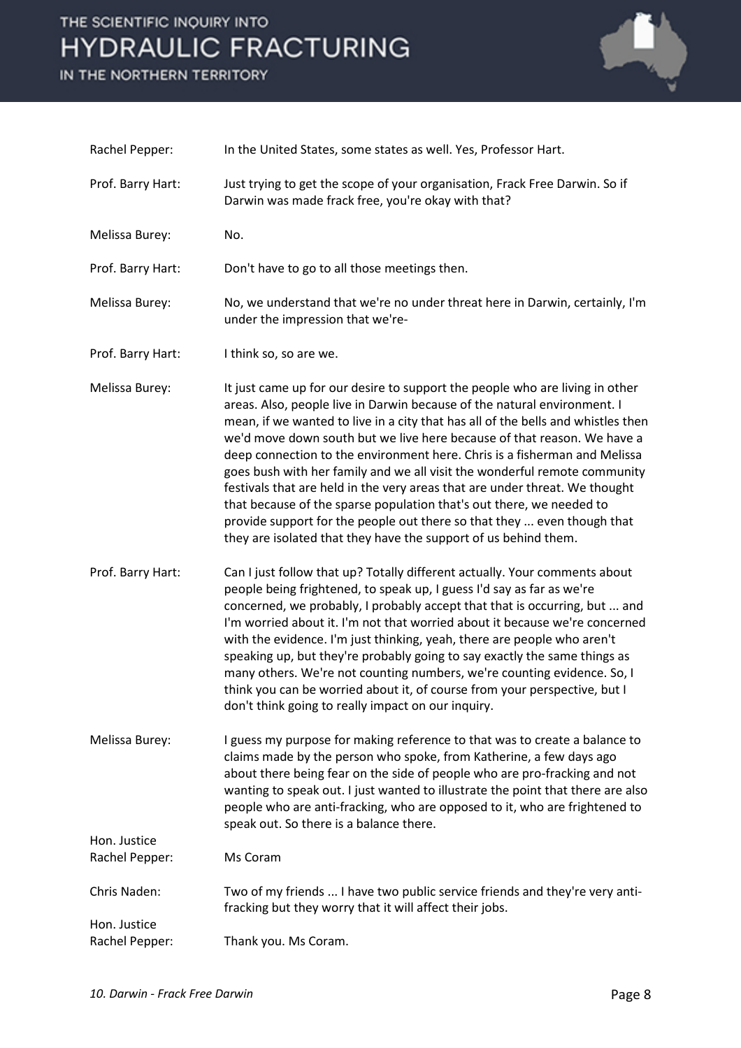Rachel Pepper: In the United States, some states as well. Yes, Professor Hart.

Prof. Barry Hart: Just trying to get the scope of your organisation, Frack Free Darwin. So if Darwin was made frack free, you're okay with that?

Melissa Burey: No.

Prof. Barry Hart: Don't have to go to all those meetings then.

Melissa Burey: No, we understand that we're no under threat here in Darwin, certainly, I'm under the impression that we're-

Prof. Barry Hart: I think so, so are we.

Melissa Burey: It just came up for our desire to support the people who are living in other areas. Also, people live in Darwin because of the natural environment. I mean, if we wanted to live in a city that has all of the bells and whistles then we'd move down south but we live here because of that reason. We have a deep connection to the environment here. Chris is a fisherman and Melissa goes bush with her family and we all visit the wonderful remote community festivals that are held in the very areas that are under threat. We thought that because of the sparse population that's out there, we needed to provide support for the people out there so that they ... even though that they are isolated that they have the support of us behind them.

Prof. Barry Hart: Can I just follow that up? Totally different actually. Your comments about people being frightened, to speak up, I guess I'd say as far as we're concerned, we probably, I probably accept that that is occurring, but ... and I'm worried about it. I'm not that worried about it because we're concerned with the evidence. I'm just thinking, yeah, there are people who aren't speaking up, but they're probably going to say exactly the same things as many others. We're not counting numbers, we're counting evidence. So, I think you can be worried about it, of course from your perspective, but I don't think going to really impact on our inquiry.

Melissa Burey: I guess my purpose for making reference to that was to create a balance to claims made by the person who spoke, from Katherine, a few days ago about there being fear on the side of people who are pro-fracking and not wanting to speak out. I just wanted to illustrate the point that there are also people who are anti-fracking, who are opposed to it, who are frightened to speak out. So there is a balance there.

Hon. Justice Rachel Pepper: Ms Coram

Chris Naden: Two of my friends ... I have two public service friends and they're very anti-fracking but they worry that it will affect their jobs.

Hon. Justice Rachel Pepper: Thank you. Ms Coram.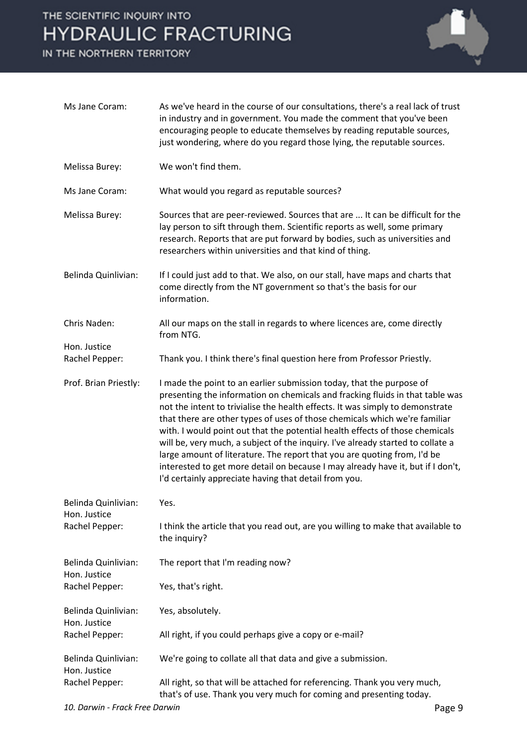**Ms Jane Coram:** As we've heard in the course of our consultations, there's a real lack of trust in industry and in government. You made the comment that you've been encouraging people to educate themselves by reading reputable sources, just wondering, where do you regard those lying, the reputable sources.

**Melissa Burey:** We won't find them.

**Ms Jane Coram:** What would you regard as reputable sources?

**Melissa Burey:** Sources that are peer-reviewed. Sources that are ... It can be difficult for the lay person to sift through them. Scientific reports as well, some primary research. Reports that are put forward by bodies, such as universities and researchers within universities and that kind of thing.

**Belinda Quinlivian:** If I could just add to that. We also, on our stall, have maps and charts that come directly from the NT government so that's the basis for our information.

**Chris Naden:** All our maps on the stall in regards to where licences are, come directly from NTG.

**Hon. Justice Rachel Pepper:** Thank you. I think there's final question here from Professor Priestly.

**Prof. Brian Priestly:** I made the point to an earlier submission today, that the purpose of presenting the information on chemicals and fracking fluids in that table was not the intent to trivialise the health effects. It was simply to demonstrate that there are other types of uses of those chemicals which we're familiar with. I would point out that the potential health effects of those chemicals will be, very much, a subject of the inquiry. I've already started to collate a large amount of literature. The report that you are quoting from, I'd be interested to get more detail on because I may already have it, but if I don't, I'd certainly appreciate having that detail from you.

**Belinda Quinlivian:** Yes.

**Hon. Justice Rachel Pepper:** I think the article that you read out, are you willing to make that available to the inquiry?

**Belinda Quinlivian:** The report that I'm reading now?

**Hon. Justice Rachel Pepper:** Yes, that's right.

**Belinda Quinlivian:** Yes, absolutely.

**Hon. Justice Rachel Pepper:** All right, if you could perhaps give a copy or e-mail?

**Belinda Quinlivian:** We're going to collate all that data and give a submission.

**Hon. Justice Rachel Pepper:** All right, so that will be attached for referencing. Thank you very much, that's of use. Thank you very much for coming and presenting today.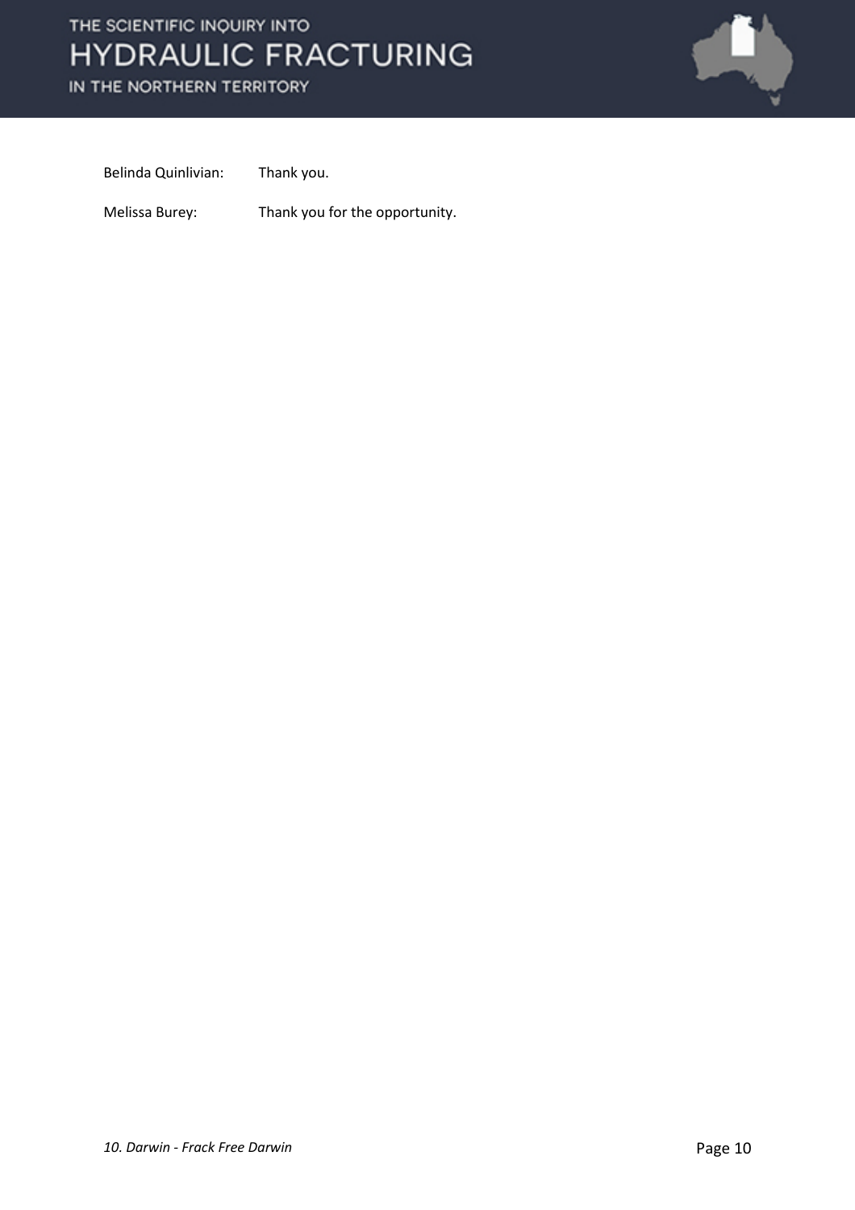Belinda Quinlivian: Thank you.

Melissa Burey: Thank you for the opportunity.